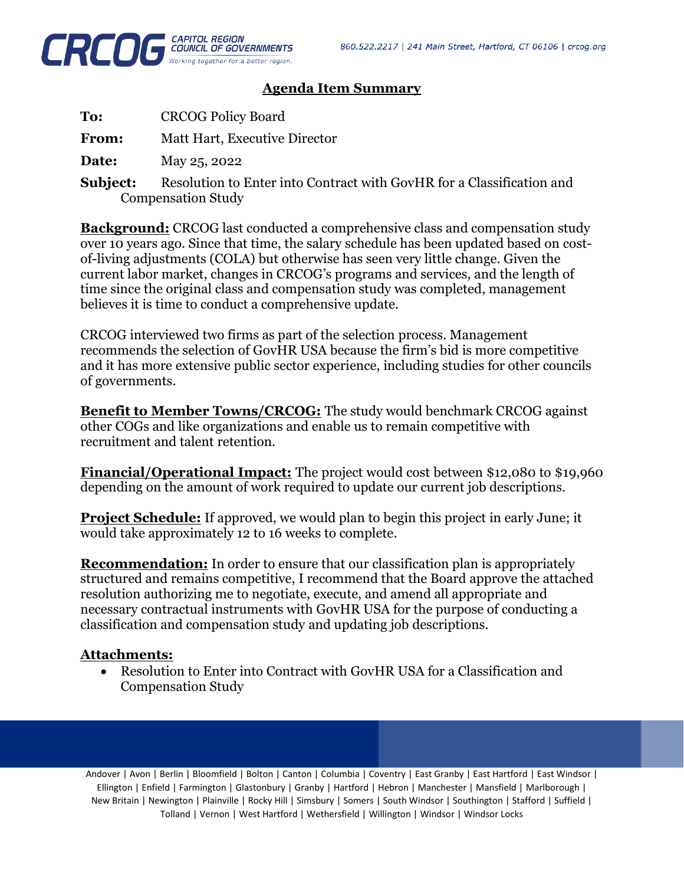## Agenda Item Summary

**To:** CRCOG Policy Board

**From:** Matt Hart, Executive Director

**Date:** May 25, 2022

**Subject:** Resolution to Enter into Contract with GovHR for a Classification and Compensation Study

**Background:** CRCOG last conducted a comprehensive class and compensation study over 10 years ago. Since that time, the salary schedule has been updated based on cost-of-living adjustments (COLA) but otherwise has seen very little change. Given the current labor market, changes in CRCOG's programs and services, and the length of time since the original class and compensation study was completed, management believes it is time to conduct a comprehensive update.

CRCOG interviewed two firms as part of the selection process. Management recommends the selection of GovHR USA because the firm's bid is more competitive and it has more extensive public sector experience, including studies for other councils of governments.

**Benefit to Member Towns/CRCOG:** The study would benchmark CRCOG against other COGs and like organizations and enable us to remain competitive with recruitment and talent retention.

**Financial/Operational Impact:** The project would cost between $12,080 to $19,960 depending on the amount of work required to update our current job descriptions.

**Project Schedule:** If approved, we would plan to begin this project in early June; it would take approximately 12 to 16 weeks to complete.

**Recommendation:** In order to ensure that our classification plan is appropriately structured and remains competitive, I recommend that the Board approve the attached resolution authorizing me to negotiate, execute, and amend all appropriate and necessary contractual instruments with GovHR USA for the purpose of conducting a classification and compensation study and updating job descriptions.

**Attachments:**

- Resolution to Enter into Contract with GovHR USA for a Classification and Compensation Study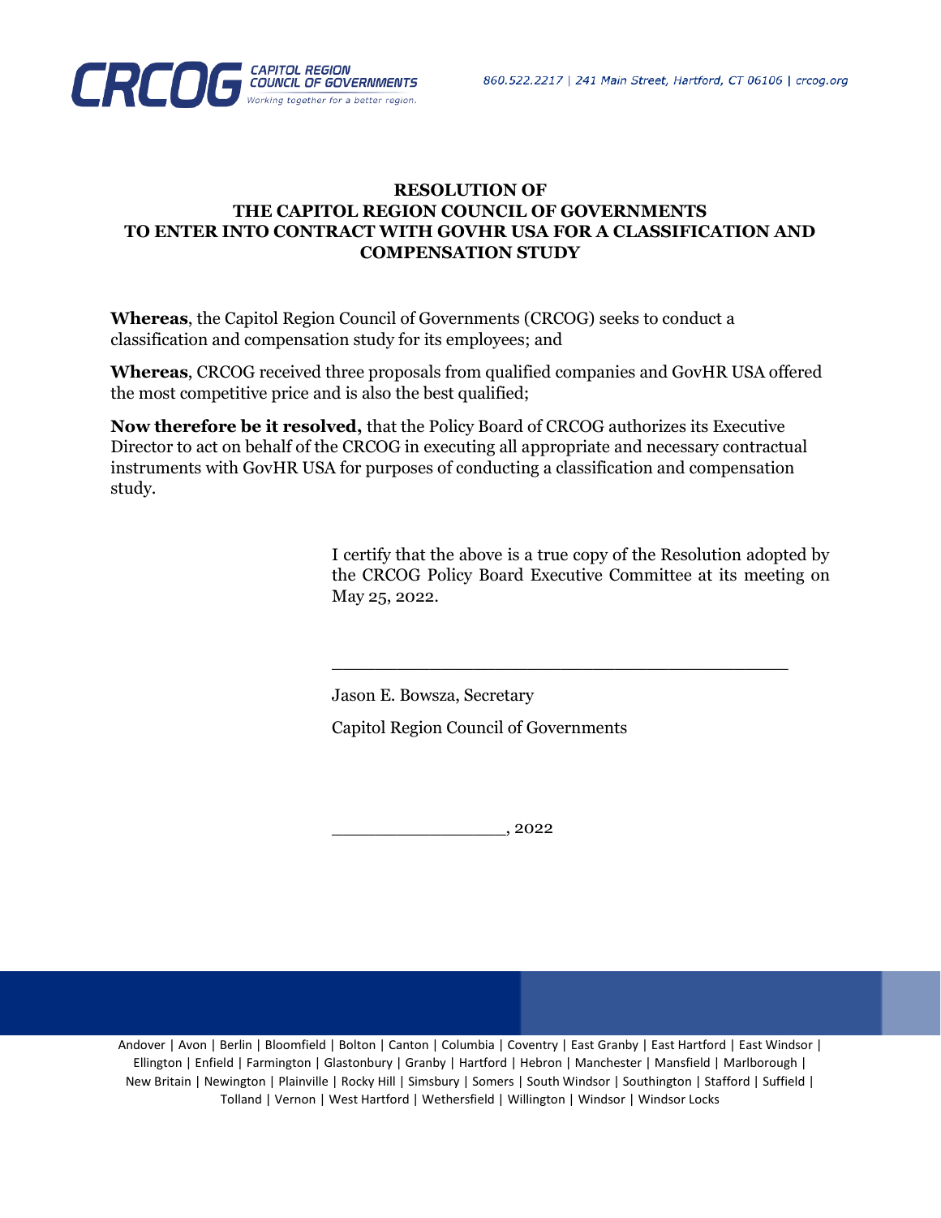# RESOLUTION OF THE CAPITOL REGION COUNCIL OF GOVERNMENTS TO ENTER INTO CONTRACT WITH GOVHR USA FOR A CLASSIFICATION AND COMPENSATION STUDY

**Whereas**, the Capitol Region Council of Governments (CRCOG) seeks to conduct a classification and compensation study for its employees; and

**Whereas**, CRCOG received three proposals from qualified companies and GovHR USA offered the most competitive price and is also the best qualified;

**Now therefore be it resolved,** that the Policy Board of CRCOG authorizes its Executive Director to act on behalf of the CRCOG in executing all appropriate and necessary contractual instruments with GovHR USA for purposes of conducting a classification and compensation study.

I certify that the above is a true copy of the Resolution adopted by the CRCOG Policy Board Executive Committee at its meeting on May 25, 2022.

\_\_\_\_\_\_\_\_\_\_\_\_\_\_\_\_\_\_\_\_\_\_\_\_\_\_\_\_\_\_\_\_\_\_\_\_\_\_\_\_\_\_

Jason E. Bowsza, Secretary

Capitol Region Council of Governments

\_\_\_\_\_\_\_\_\_\_\_\_\_\_\_\_\_, 2022